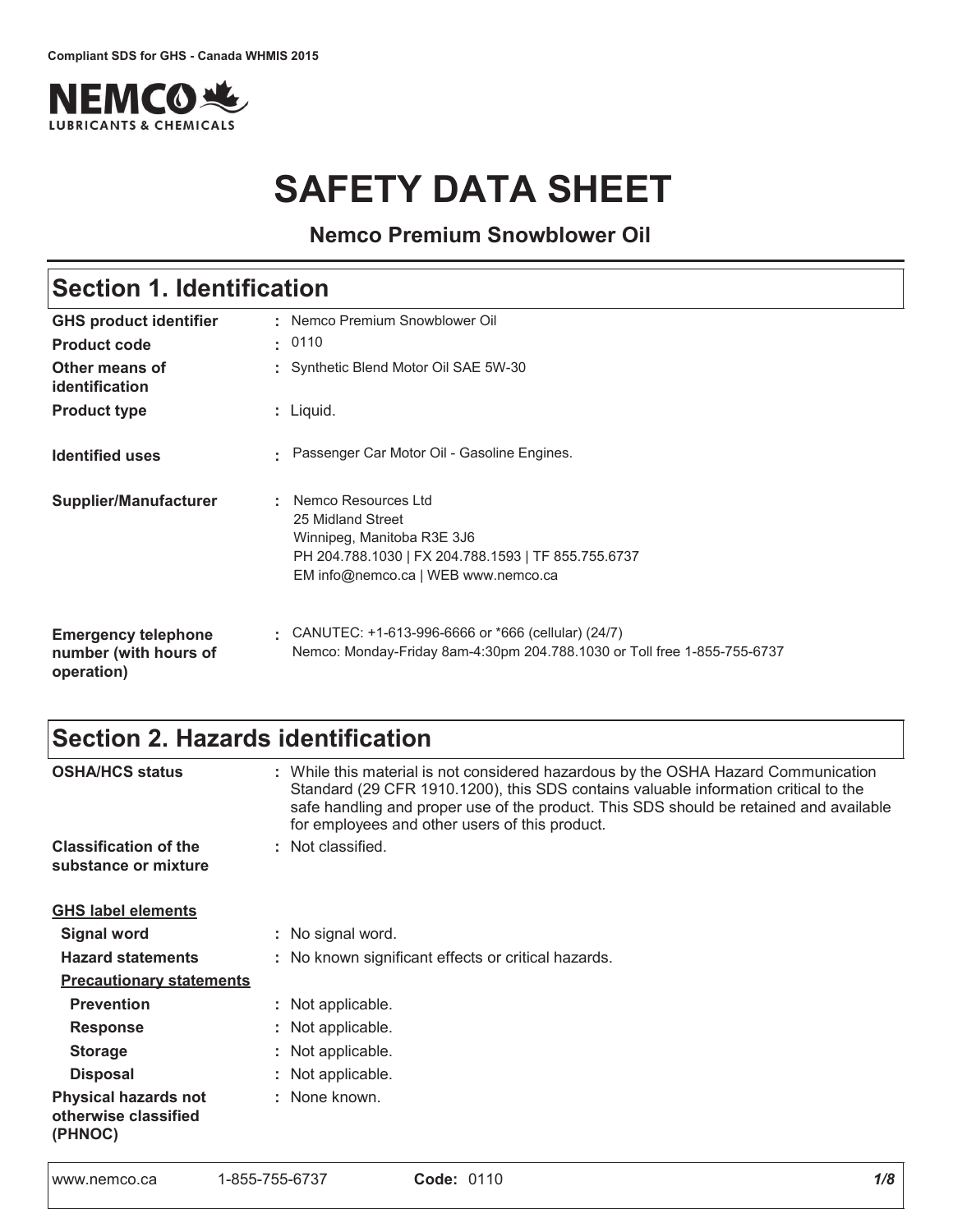Compliant SDS for GHS - Canada WHMIS 2015

NEMCO LUBRICANTS & CHEMICALS

# SAFETY DATA SHEET

**Nemco Premium Snowblower Oil**

## Section 1. Identification

| | |
|---|---|
| **GHS product identifier** | : Nemco Premium Snowblower Oil |
| **Product code** | : 0110 |
| **Other means of identification** | : Synthetic Blend Motor Oil SAE 5W-30 |
| **Product type** | : Liquid. |
| **Identified uses** | : Passenger Car Motor Oil - Gasoline Engines. |
| **Supplier/Manufacturer** | : Nemco Resources Ltd<br>25 Midland Street<br>Winnipeg, Manitoba R3E 3J6<br>PH 204.788.1030 \| FX 204.788.1593 \| TF 855.755.6737<br>EM info@nemco.ca \| WEB www.nemco.ca |
| **Emergency telephone number (with hours of operation)** | : CANUTEC: +1-613-996-6666 or *666 (cellular) (24/7)<br>Nemco: Monday-Friday 8am-4:30pm 204.788.1030 or Toll free 1-855-755-6737 |

## Section 2. Hazards identification

| | |
|---|---|
| **OSHA/HCS status** | : While this material is not considered hazardous by the OSHA Hazard Communication Standard (29 CFR 1910.1200), this SDS contains valuable information critical to the safe handling and proper use of the product. This SDS should be retained and available for employees and other users of this product. |
| **Classification of the substance or mixture** | : Not classified. |

**GHS label elements**

| | |
|---|---|
| **Signal word** | : No signal word. |
| **Hazard statements** | : No known significant effects or critical hazards. |

**Precautionary statements**

| | |
|---|---|
| **Prevention** | : Not applicable. |
| **Response** | : Not applicable. |
| **Storage** | : Not applicable. |
| **Disposal** | : Not applicable. |
| **Physical hazards not otherwise classified (PHNOC)** | : None known. |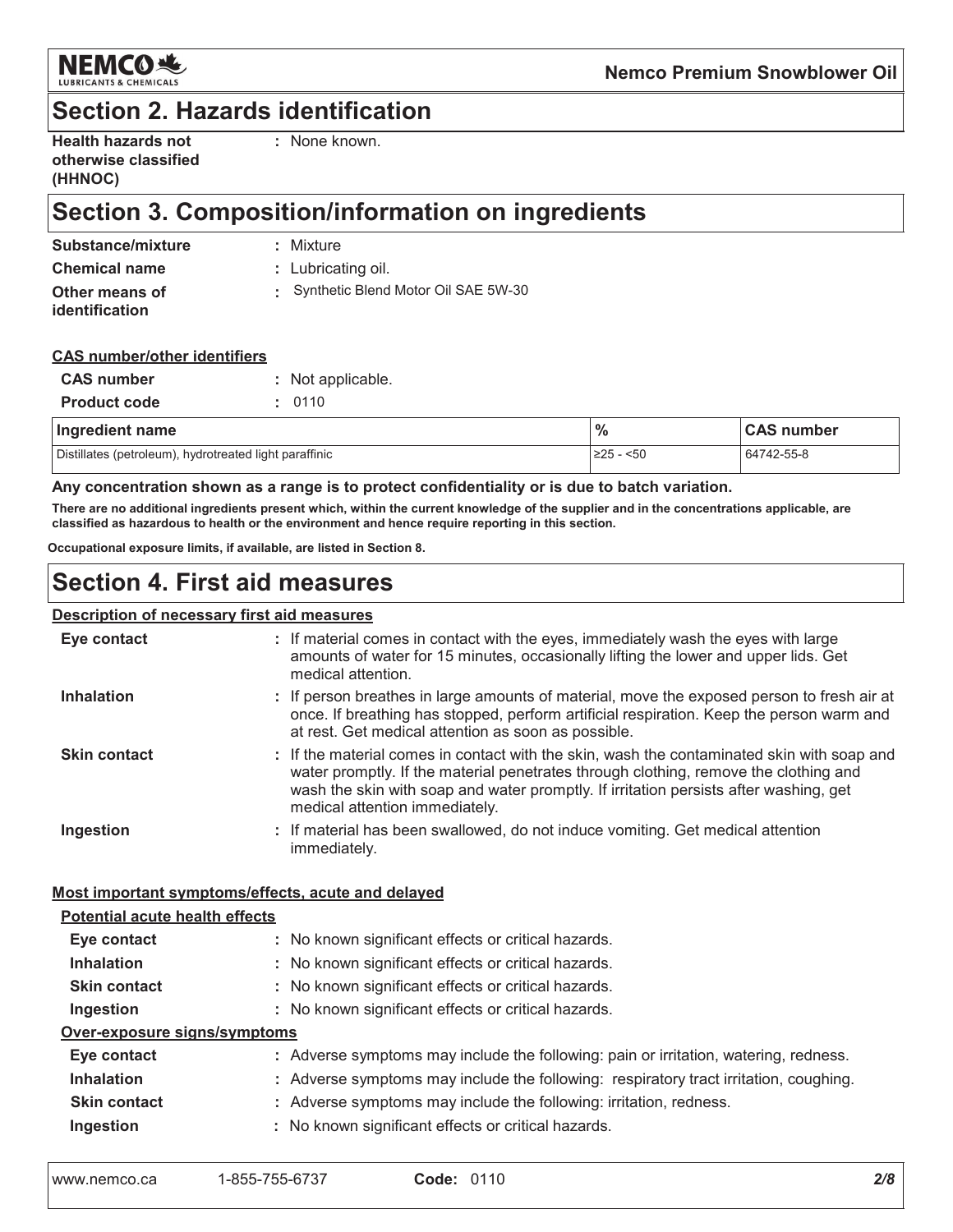## Section 2. Hazards identification

**Health hazards not otherwise classified (HHNOC)** : None known.

## Section 3. Composition/information on ingredients

**Substance/mixture** : Mixture

**Chemical name** : Lubricating oil.

**Other means of identification** : Synthetic Blend Motor Oil SAE 5W-30

**CAS number/other identifiers**

**CAS number** : Not applicable.

**Product code** : 0110

| Ingredient name | % | CAS number |
|---|---|---|
| Distillates (petroleum), hydrotreated light paraffinic | ≥25 - <50 | 64742-55-8 |

**Any concentration shown as a range is to protect confidentiality or is due to batch variation.**

**There are no additional ingredients present which, within the current knowledge of the supplier and in the concentrations applicable, are classified as hazardous to health or the environment and hence require reporting in this section.**

**Occupational exposure limits, if available, are listed in Section 8.**

## Section 4. First aid measures

**Description of necessary first aid measures**

**Eye contact** : If material comes in contact with the eyes, immediately wash the eyes with large amounts of water for 15 minutes, occasionally lifting the lower and upper lids. Get medical attention.

**Inhalation** : If person breathes in large amounts of material, move the exposed person to fresh air at once. If breathing has stopped, perform artificial respiration. Keep the person warm and at rest. Get medical attention as soon as possible.

**Skin contact** : If the material comes in contact with the skin, wash the contaminated skin with soap and water promptly. If the material penetrates through clothing, remove the clothing and wash the skin with soap and water promptly. If irritation persists after washing, get medical attention immediately.

**Ingestion** : If material has been swallowed, do not induce vomiting. Get medical attention immediately.

**Most important symptoms/effects, acute and delayed**

**Potential acute health effects**

**Eye contact** : No known significant effects or critical hazards.

**Inhalation** : No known significant effects or critical hazards.

**Skin contact** : No known significant effects or critical hazards.

**Ingestion** : No known significant effects or critical hazards.

**Over-exposure signs/symptoms**

**Eye contact** : Adverse symptoms may include the following: pain or irritation, watering, redness.

**Inhalation** : Adverse symptoms may include the following: respiratory tract irritation, coughing.

**Skin contact** : Adverse symptoms may include the following: irritation, redness.

**Ingestion** : No known significant effects or critical hazards.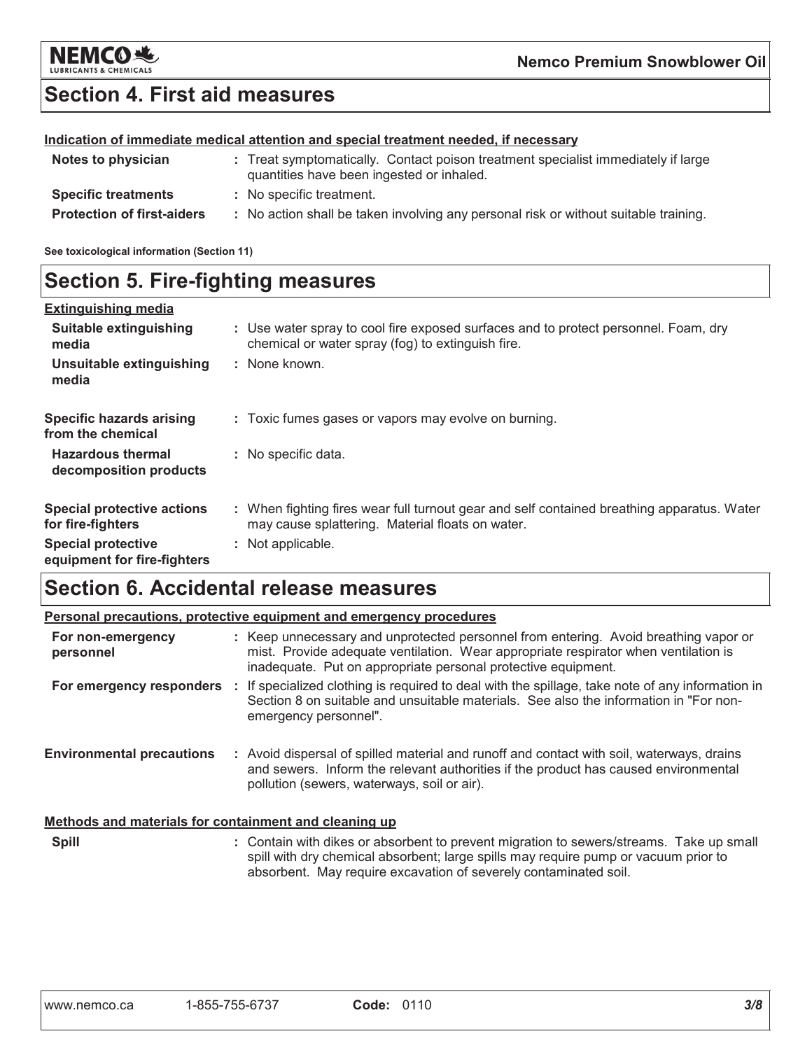## Section 4. First aid measures

**Indication of immediate medical attention and special treatment needed, if necessary**

| | |
|---|---|
| **Notes to physician** | : Treat symptomatically. Contact poison treatment specialist immediately if large quantities have been ingested or inhaled. |
| **Specific treatments** | : No specific treatment. |
| **Protection of first-aiders** | : No action shall be taken involving any personal risk or without suitable training. |

**See toxicological information (Section 11)**

## Section 5. Fire-fighting measures

**Extinguishing media**

| | |
|---|---|
| **Suitable extinguishing media** | : Use water spray to cool fire exposed surfaces and to protect personnel. Foam, dry chemical or water spray (fog) to extinguish fire. |
| **Unsuitable extinguishing media** | : None known. |
| **Specific hazards arising from the chemical** | : Toxic fumes gases or vapors may evolve on burning. |
| **Hazardous thermal decomposition products** | : No specific data. |
| **Special protective actions for fire-fighters** | : When fighting fires wear full turnout gear and self contained breathing apparatus. Water may cause splattering. Material floats on water. |
| **Special protective equipment for fire-fighters** | : Not applicable. |

## Section 6. Accidental release measures

**Personal precautions, protective equipment and emergency procedures**

| | |
|---|---|
| **For non-emergency personnel** | : Keep unnecessary and unprotected personnel from entering. Avoid breathing vapor or mist. Provide adequate ventilation. Wear appropriate respirator when ventilation is inadequate. Put on appropriate personal protective equipment. |
| **For emergency responders** | : If specialized clothing is required to deal with the spillage, take note of any information in Section 8 on suitable and unsuitable materials. See also the information in "For non-emergency personnel". |
| **Environmental precautions** | : Avoid dispersal of spilled material and runoff and contact with soil, waterways, drains and sewers. Inform the relevant authorities if the product has caused environmental pollution (sewers, waterways, soil or air). |

**Methods and materials for containment and cleaning up**

| | |
|---|---|
| **Spill** | : Contain with dikes or absorbent to prevent migration to sewers/streams. Take up small spill with dry chemical absorbent; large spills may require pump or vacuum prior to absorbent. May require excavation of severely contaminated soil. |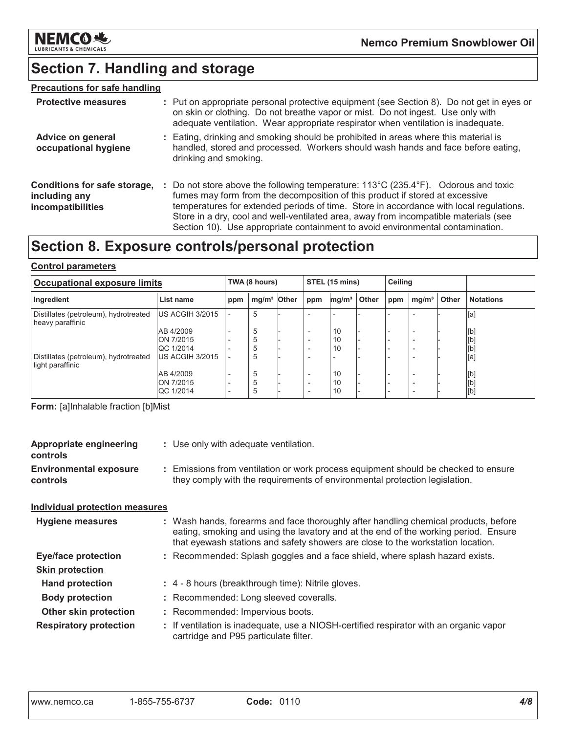## Section 7. Handling and storage

**Precautions for safe handling**

**Protective measures** : Put on appropriate personal protective equipment (see Section 8). Do not get in eyes or on skin or clothing. Do not breathe vapor or mist. Do not ingest. Use only with adequate ventilation. Wear appropriate respirator when ventilation is inadequate.

**Advice on general occupational hygiene** : Eating, drinking and smoking should be prohibited in areas where this material is handled, stored and processed. Workers should wash hands and face before eating, drinking and smoking.

**Conditions for safe storage, including any incompatibilities** : Do not store above the following temperature: 113°C (235.4°F). Odorous and toxic fumes may form from the decomposition of this product if stored at excessive temperatures for extended periods of time. Store in accordance with local regulations. Store in a dry, cool and well-ventilated area, away from incompatible materials (see Section 10). Use appropriate containment to avoid environmental contamination.

## Section 8. Exposure controls/personal protection

**Control parameters**

| Occupational exposure limits | | TWA (8 hours) | | | STEL (15 mins) | | | Ceiling | | | |
|---|---|---|---|---|---|---|---|---|---|---|---|
| Ingredient | List name | ppm | mg/m³ | Other | ppm | mg/m³ | Other | ppm | mg/m³ | Other | Notations |
| Distillates (petroleum), hydrotreated heavy paraffinic | US ACGIH 3/2015 | - | 5 | - | - | - | - | - | - | - | [a] |
| | AB 4/2009 | - | 5 | - | - | 10 | - | - | - | - | [b] |
| | ON 7/2015 | - | 5 | - | - | 10 | - | - | - | - | [b] |
| | QC 1/2014 | - | 5 | - | - | 10 | - | - | - | - | [b] |
| Distillates (petroleum), hydrotreated light paraffinic | US ACGIH 3/2015 | - | 5 | - | - | - | - | - | - | - | [a] |
| | AB 4/2009 | - | 5 | - | - | 10 | - | - | - | - | [b] |
| | ON 7/2015 | - | 5 | - | - | 10 | - | - | - | - | [b] |
| | QC 1/2014 | - | 5 | - | - | 10 | - | - | - | - | [b] |

**Form:** [a]Inhalable fraction [b]Mist

**Appropriate engineering controls** : Use only with adequate ventilation.

**Environmental exposure controls** : Emissions from ventilation or work process equipment should be checked to ensure they comply with the requirements of environmental protection legislation.

**Individual protection measures**

**Hygiene measures** : Wash hands, forearms and face thoroughly after handling chemical products, before eating, smoking and using the lavatory and at the end of the working period. Ensure that eyewash stations and safety showers are close to the workstation location.

**Eye/face protection** : Recommended: Splash goggles and a face shield, where splash hazard exists.

**Skin protection**

**Hand protection** : 4 - 8 hours (breakthrough time): Nitrile gloves.

**Body protection** : Recommended: Long sleeved coveralls.

**Other skin protection** : Recommended: Impervious boots.

**Respiratory protection** : If ventilation is inadequate, use a NIOSH-certified respirator with an organic vapor cartridge and P95 particulate filter.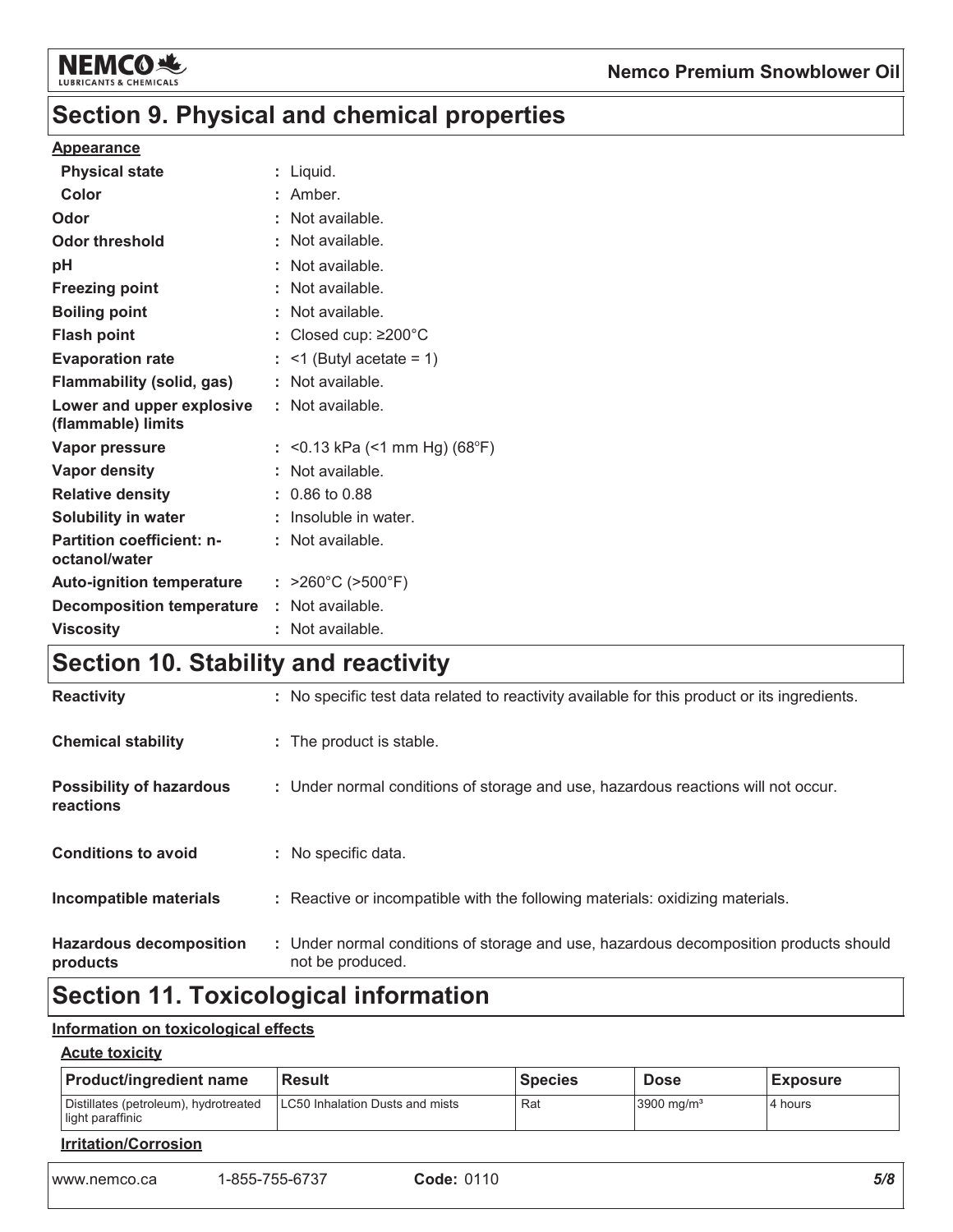## Section 9. Physical and chemical properties

**Appearance**

| Property | Value |
|---|---|
| **Physical state** | Liquid. |
| **Color** | Amber. |
| **Odor** | Not available. |
| **Odor threshold** | Not available. |
| **pH** | Not available. |
| **Freezing point** | Not available. |
| **Boiling point** | Not available. |
| **Flash point** | Closed cup: ≥200°C |
| **Evaporation rate** | <1 (Butyl acetate = 1) |
| **Flammability (solid, gas)** | Not available. |
| **Lower and upper explosive (flammable) limits** | Not available. |
| **Vapor pressure** | <0.13 kPa (<1 mm Hg) (68°F) |
| **Vapor density** | Not available. |
| **Relative density** | 0.86 to 0.88 |
| **Solubility in water** | Insoluble in water. |
| **Partition coefficient: n-octanol/water** | Not available. |
| **Auto-ignition temperature** | >260°C (>500°F) |
| **Decomposition temperature** | Not available. |
| **Viscosity** | Not available. |

## Section 10. Stability and reactivity

| | |
|---|---|
| **Reactivity** | No specific test data related to reactivity available for this product or its ingredients. |
| **Chemical stability** | The product is stable. |
| **Possibility of hazardous reactions** | Under normal conditions of storage and use, hazardous reactions will not occur. |
| **Conditions to avoid** | No specific data. |
| **Incompatible materials** | Reactive or incompatible with the following materials: oxidizing materials. |
| **Hazardous decomposition products** | Under normal conditions of storage and use, hazardous decomposition products should not be produced. |

## Section 11. Toxicological information

**Information on toxicological effects**

**Acute toxicity**

| Product/ingredient name | Result | Species | Dose | Exposure |
|---|---|---|---|---|
| Distillates (petroleum), hydrotreated light paraffinic | LC50 Inhalation Dusts and mists | Rat | 3900 mg/m³ | 4 hours |

**Irritation/Corrosion**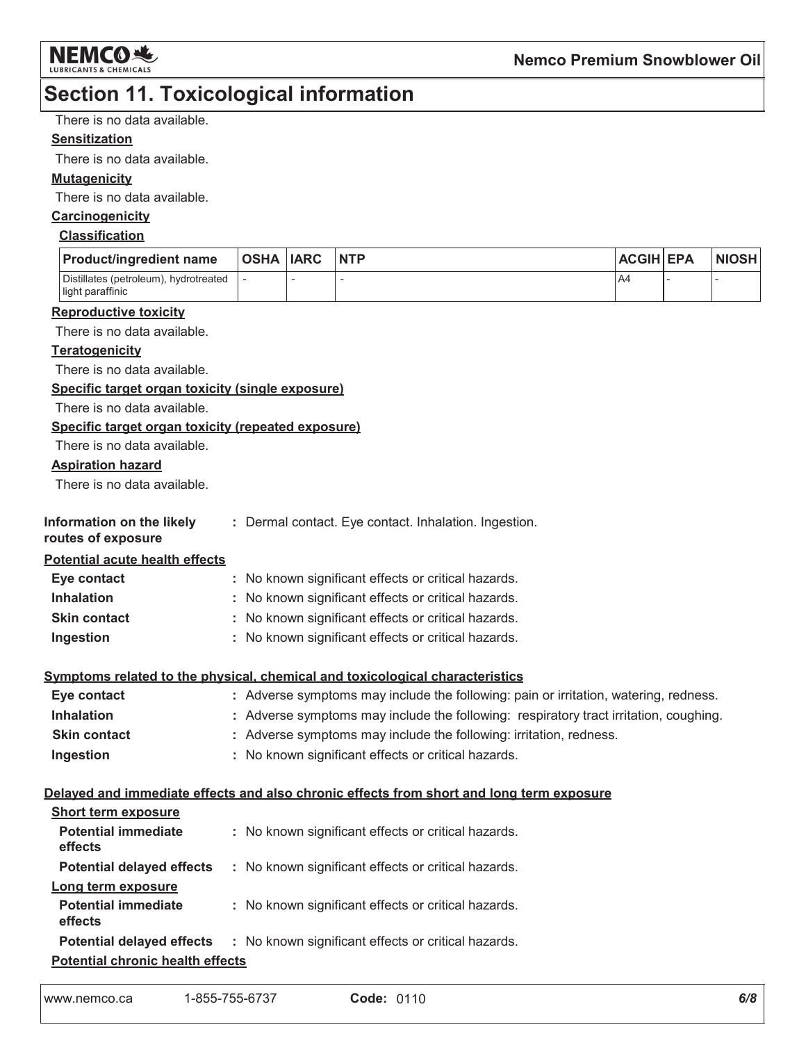## Section 11. Toxicological information

There is no data available.

**Sensitization**

There is no data available.

**Mutagenicity**

There is no data available.

**Carcinogenicity**

**Classification**

| Product/ingredient name | OSHA | IARC | NTP | ACGIH | EPA | NIOSH |
|---|---|---|---|---|---|---|
| Distillates (petroleum), hydrotreated light paraffinic | - | - | - | A4 | - | - |

**Reproductive toxicity**

There is no data available.

**Teratogenicity**

There is no data available.

**Specific target organ toxicity (single exposure)**

There is no data available.

**Specific target organ toxicity (repeated exposure)**

There is no data available.

**Aspiration hazard**

There is no data available.

**Information on the likely routes of exposure** : Dermal contact. Eye contact. Inhalation. Ingestion.

**Potential acute health effects**

- **Eye contact** : No known significant effects or critical hazards.
- **Inhalation** : No known significant effects or critical hazards.
- **Skin contact** : No known significant effects or critical hazards.
- **Ingestion** : No known significant effects or critical hazards.

**Symptoms related to the physical, chemical and toxicological characteristics**

- **Eye contact** : Adverse symptoms may include the following: pain or irritation, watering, redness.
- **Inhalation** : Adverse symptoms may include the following: respiratory tract irritation, coughing.
- **Skin contact** : Adverse symptoms may include the following: irritation, redness.
- **Ingestion** : No known significant effects or critical hazards.

**Delayed and immediate effects and also chronic effects from short and long term exposure**

**Short term exposure**

- **Potential immediate effects** : No known significant effects or critical hazards.
- **Potential delayed effects** : No known significant effects or critical hazards.

**Long term exposure**

- **Potential immediate effects** : No known significant effects or critical hazards.
- **Potential delayed effects** : No known significant effects or critical hazards.

**Potential chronic health effects**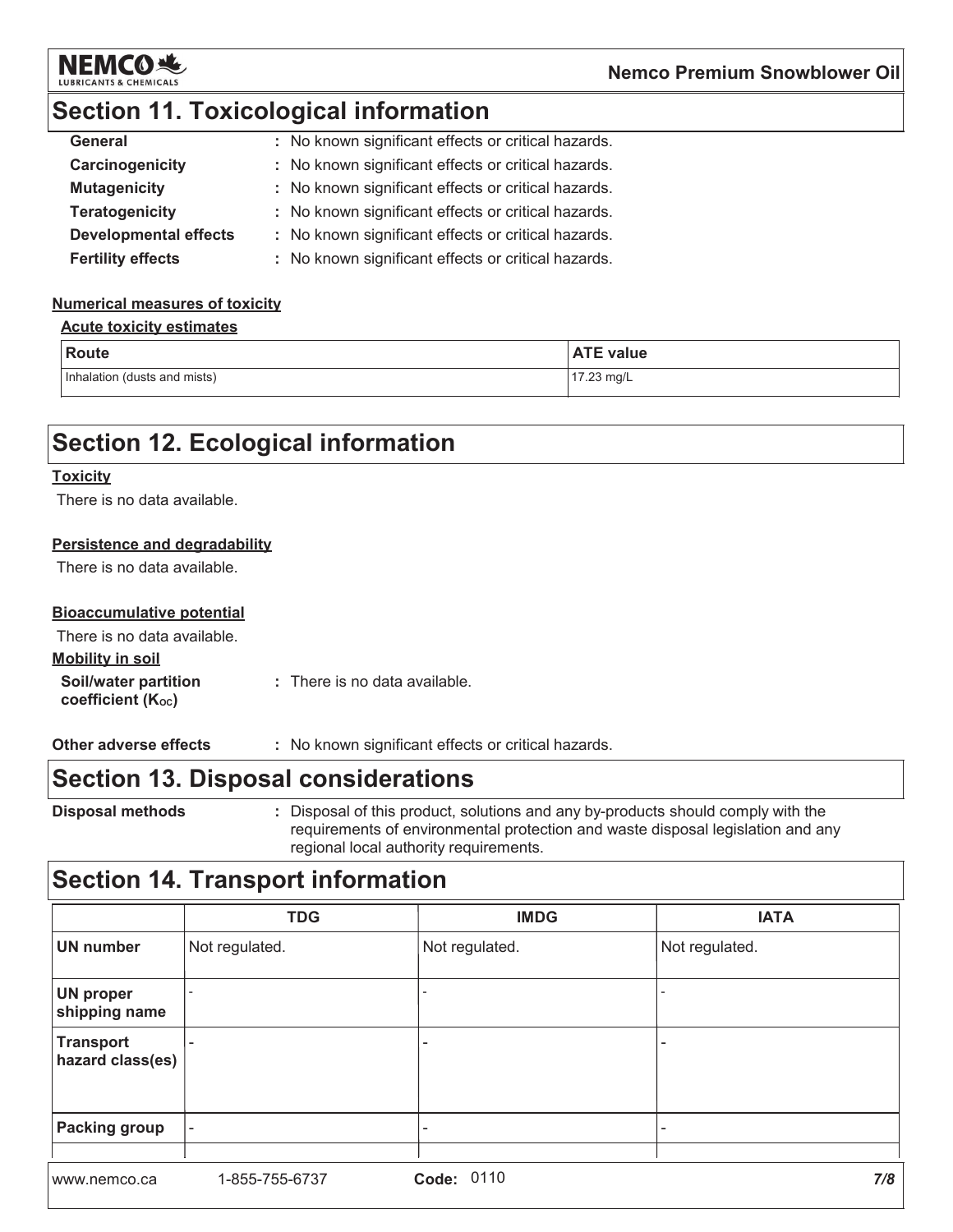## Section 11. Toxicological information

| | |
|---|---|
| **General** | : No known significant effects or critical hazards. |
| **Carcinogenicity** | : No known significant effects or critical hazards. |
| **Mutagenicity** | : No known significant effects or critical hazards. |
| **Teratogenicity** | : No known significant effects or critical hazards. |
| **Developmental effects** | : No known significant effects or critical hazards. |
| **Fertility effects** | : No known significant effects or critical hazards. |

**Numerical measures of toxicity**

**Acute toxicity estimates**

| Route | ATE value |
|---|---|
| Inhalation (dusts and mists) | 17.23 mg/L |

## Section 12. Ecological information

**Toxicity**

There is no data available.

**Persistence and degradability**

There is no data available.

**Bioaccumulative potential**

There is no data available.

**Mobility in soil**

**Soil/water partition coefficient ($K_{OC}$)** : There is no data available.

**Other adverse effects** : No known significant effects or critical hazards.

## Section 13. Disposal considerations

**Disposal methods** : Disposal of this product, solutions and any by-products should comply with the requirements of environmental protection and waste disposal legislation and any regional local authority requirements.

## Section 14. Transport information

| | TDG | IMDG | IATA |
|---|---|---|---|
| **UN number** | Not regulated. | Not regulated. | Not regulated. |
| **UN proper shipping name** | - | - | - |
| **Transport hazard class(es)** | - | - | - |
| **Packing group** | - | - | - |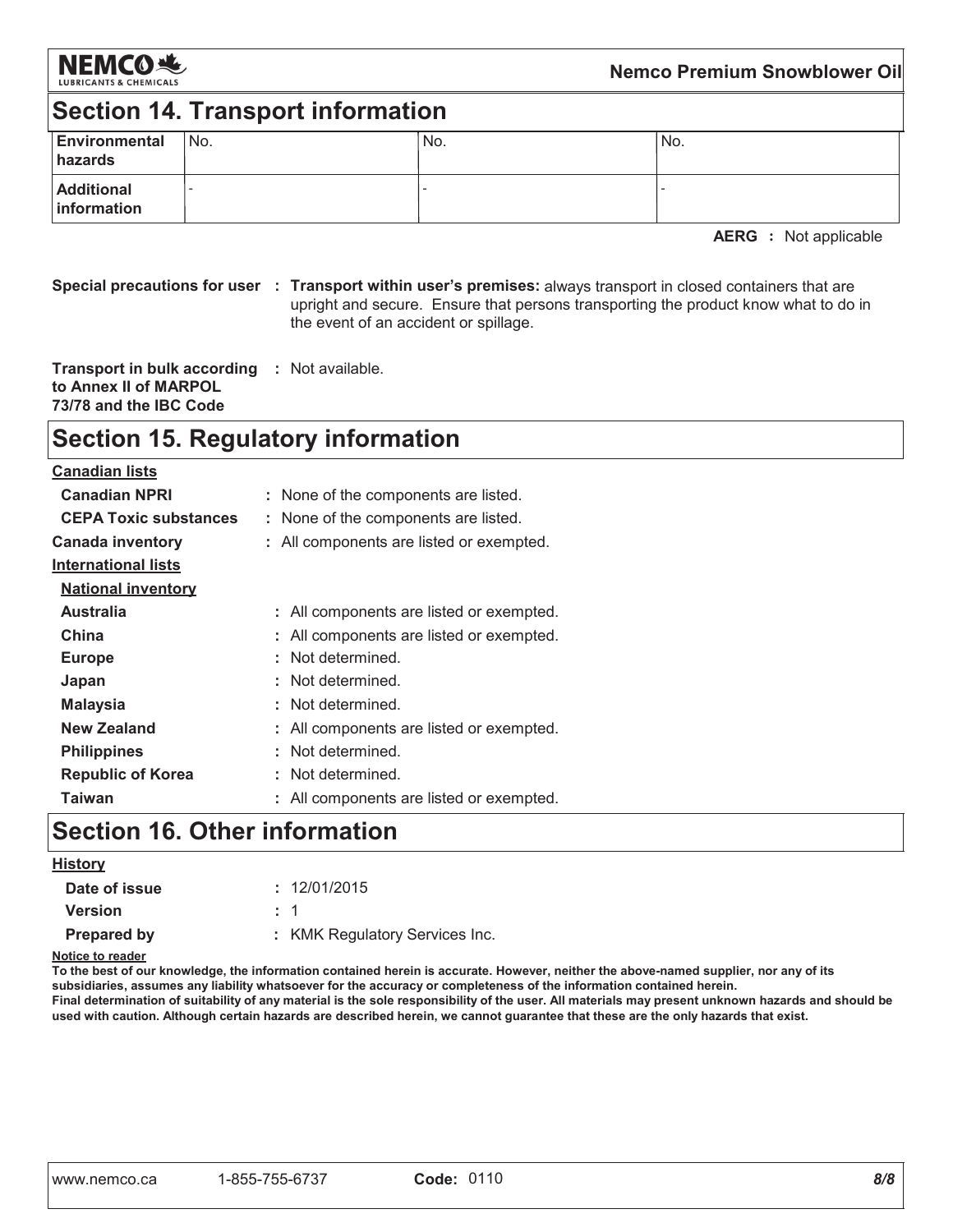## Section 14. Transport information

| | | | |
|---|---|---|---|
| **Environmental hazards** | No. | No. | No. |
| **Additional information** | - | - | - |

**AERG :** Not applicable

**Special precautions for user :** **Transport within user's premises:** always transport in closed containers that are upright and secure. Ensure that persons transporting the product know what to do in the event of an accident or spillage.

**Transport in bulk according to Annex II of MARPOL 73/78 and the IBC Code :** Not available.

## Section 15. Regulatory information

**Canadian lists**

- **Canadian NPRI :** None of the components are listed.
- **CEPA Toxic substances :** None of the components are listed.

**Canada inventory :** All components are listed or exempted.

**International lists**

**National inventory**

- **Australia :** All components are listed or exempted.
- **China :** All components are listed or exempted.
- **Europe :** Not determined.
- **Japan :** Not determined.
- **Malaysia :** Not determined.
- **New Zealand :** All components are listed or exempted.
- **Philippines :** Not determined.
- **Republic of Korea :** Not determined.
- **Taiwan :** All components are listed or exempted.

## Section 16. Other information

**History**

- **Date of issue :** 12/01/2015
- **Version :** 1
- **Prepared by :** KMK Regulatory Services Inc.

**Notice to reader**

**To the best of our knowledge, the information contained herein is accurate. However, neither the above-named supplier, nor any of its subsidiaries, assumes any liability whatsoever for the accuracy or completeness of the information contained herein.**
**Final determination of suitability of any material is the sole responsibility of the user. All materials may present unknown hazards and should be used with caution. Although certain hazards are described herein, we cannot guarantee that these are the only hazards that exist.**